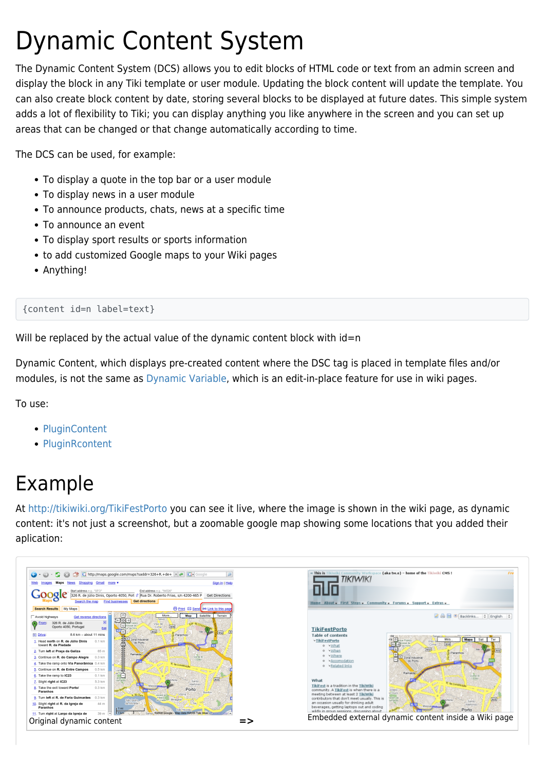# Dynamic Content System

The Dynamic Content System (DCS) allows you to edit blocks of HTML code or text from an admin screen and display the block in any Tiki template or user module. Updating the block content will update the template. You can also create block content by date, storing several blocks to be displayed at future dates. This simple system adds a lot of flexibility to Tiki; you can display anything you like anywhere in the screen and you can set up areas that can be changed or that change automatically according to time.

The DCS can be used, for example:

- To display a quote in the top bar or a user module
- To display news in a user module
- To announce products, chats, news at a specific time
- To announce an event
- To display sport results or sports information
- to add customized Google maps to your Wiki pages
- Anything!

```
{content id=n label=text}
```

Will be replaced by the actual value of the dynamic content block with id=n

Dynamic Content, which displays pre-created content where the DSC tag is placed in template files and/or modules, is not the same as Dynamic Variable, which is an edit-in-place feature for use in wiki pages.

To use:

- PluginContent
- PluginRcontent

# Example

At http://tikiwiki.org/TikiFestPorto you can see it live, where the image is shown in the wiki page, as dynamic content: it's not just a screenshot, but a zoomable google map showing some locations that you added their aplication:

| Original dynamic content | => | Embedded external dynamic content inside a Wiki page |
|---|---|---|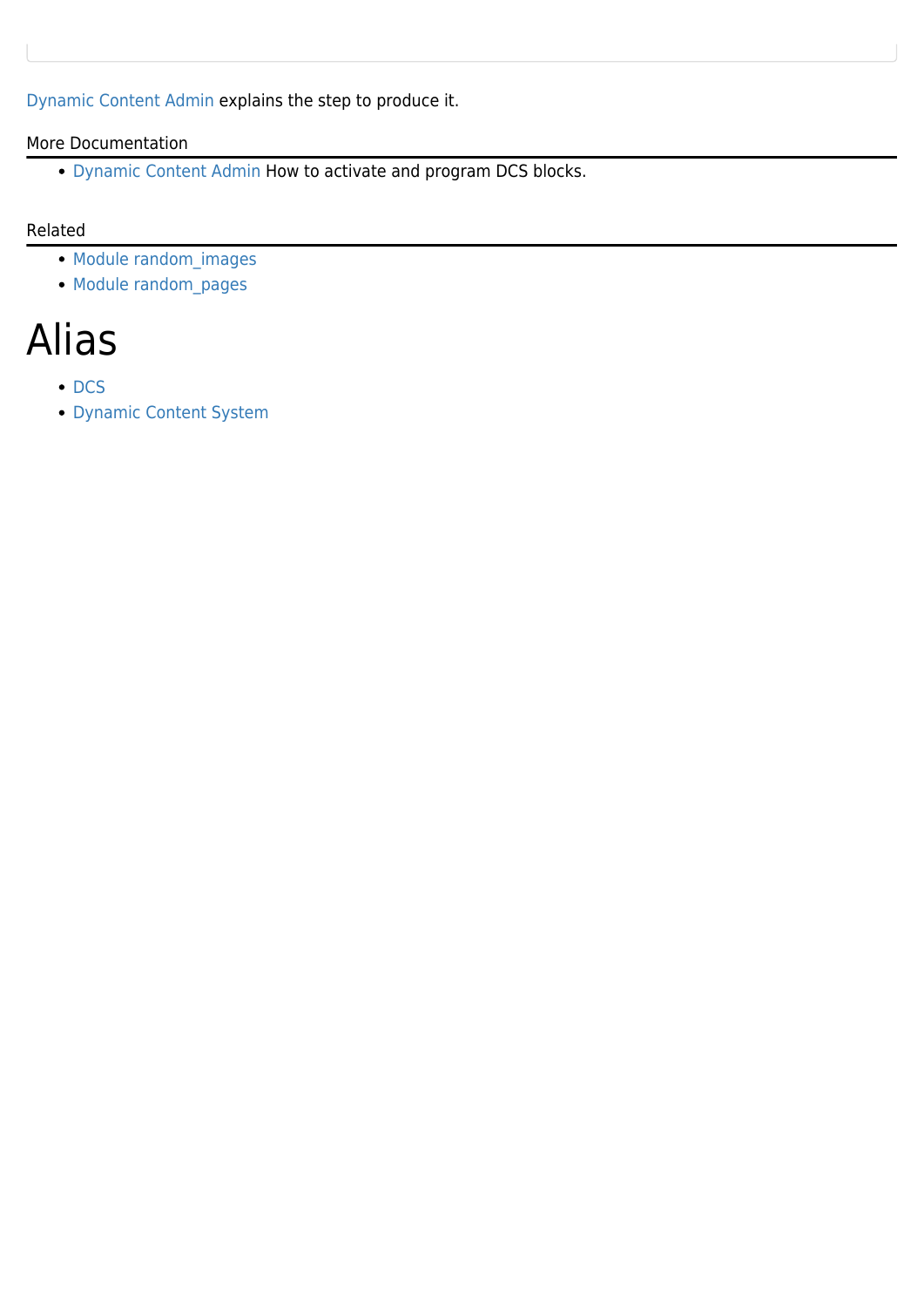Dynamic Content Admin explains the step to produce it.

More Documentation

- Dynamic Content Admin How to activate and program DCS blocks.

Related

- Module random_images
- Module random_pages

# Alias

- DCS
- Dynamic Content System